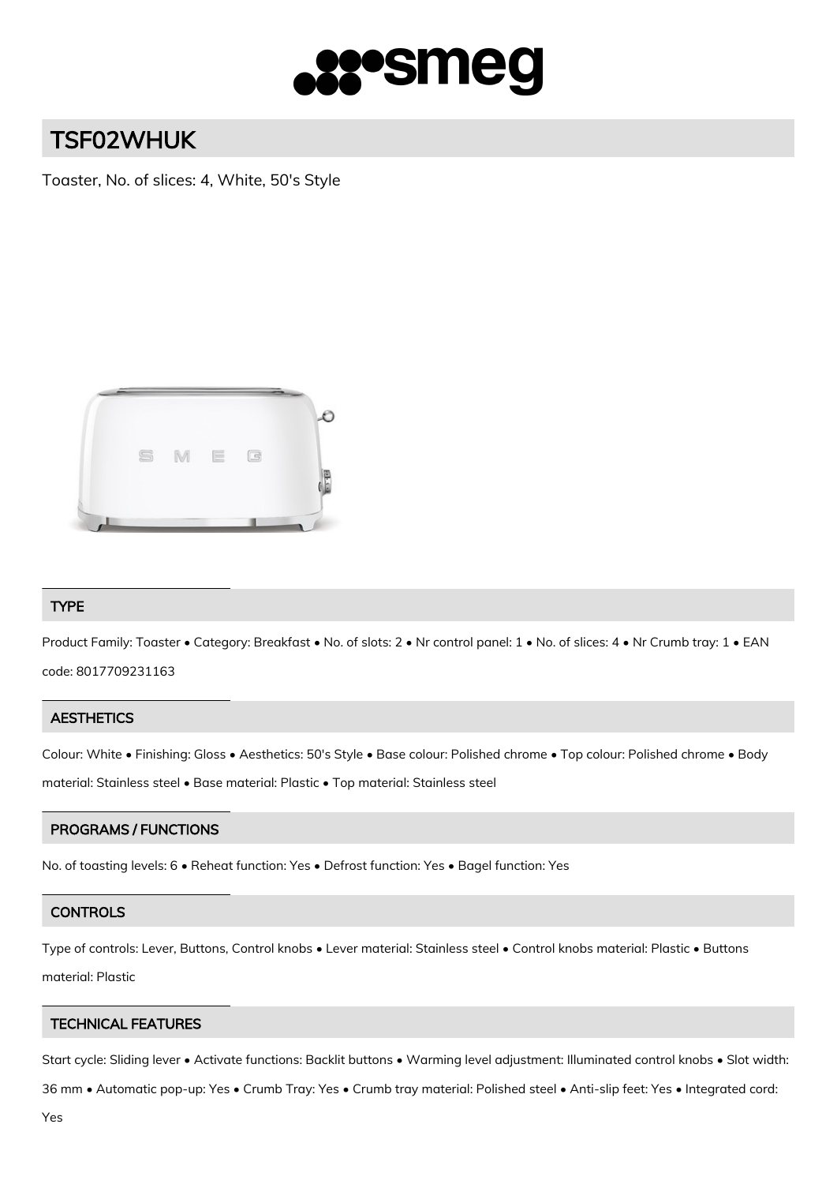# TSF02WHUK

Toaster, No. of slices: 4, White, 50's Style

## TYPE

Product Family: Toaster • Category: Breakfast • No. of slots: 2 • Nr control panel: 1 • No. of slices: 4 • Nr Crumb tray: 1 • EAN code: 8017709231163

## AESTHETICS

Colour: White • Finishing: Gloss • Aesthetics: 50's Style • Base colour: Polished chrome • Top colour: Polished chrome • Body material: Stainless steel • Base material: Plastic • Top material: Stainless steel

## PROGRAMS / FUNCTIONS

No. of toasting levels: 6 • Reheat function: Yes • Defrost function: Yes • Bagel function: Yes

## CONTROLS

Type of controls: Lever, Buttons, Control knobs • Lever material: Stainless steel • Control knobs material: Plastic • Buttons material: Plastic

## TECHNICAL FEATURES

Start cycle: Sliding lever • Activate functions: Backlit buttons • Warming level adjustment: Illuminated control knobs • Slot width: 36 mm • Automatic pop-up: Yes • Crumb Tray: Yes • Crumb tray material: Polished steel • Anti-slip feet: Yes • Integrated cord: Yes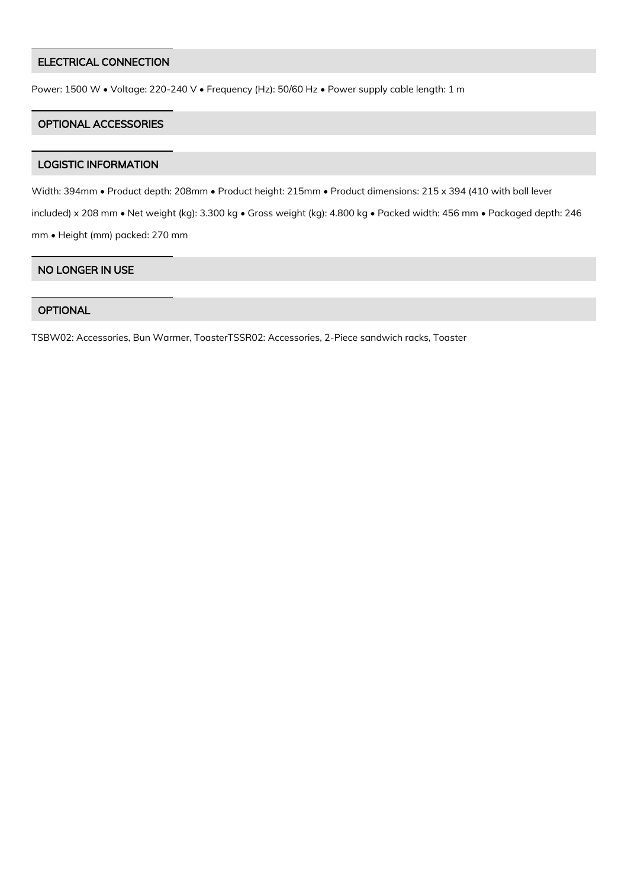## ELECTRICAL CONNECTION

Power: 1500 W • Voltage: 220-240 V • Frequency (Hz): 50/60 Hz • Power supply cable length: 1 m

## OPTIONAL ACCESSORIES

## LOGISTIC INFORMATION

Width: 394mm • Product depth: 208mm • Product height: 215mm • Product dimensions: 215 x 394 (410 with ball lever included) x 208 mm • Net weight (kg): 3.300 kg • Gross weight (kg): 4.800 kg • Packed width: 456 mm • Packaged depth: 246 mm • Height (mm) packed: 270 mm

## NO LONGER IN USE

## OPTIONAL

TSBW02: Accessories, Bun Warmer, ToasterTSSR02: Accessories, 2-Piece sandwich racks, Toaster